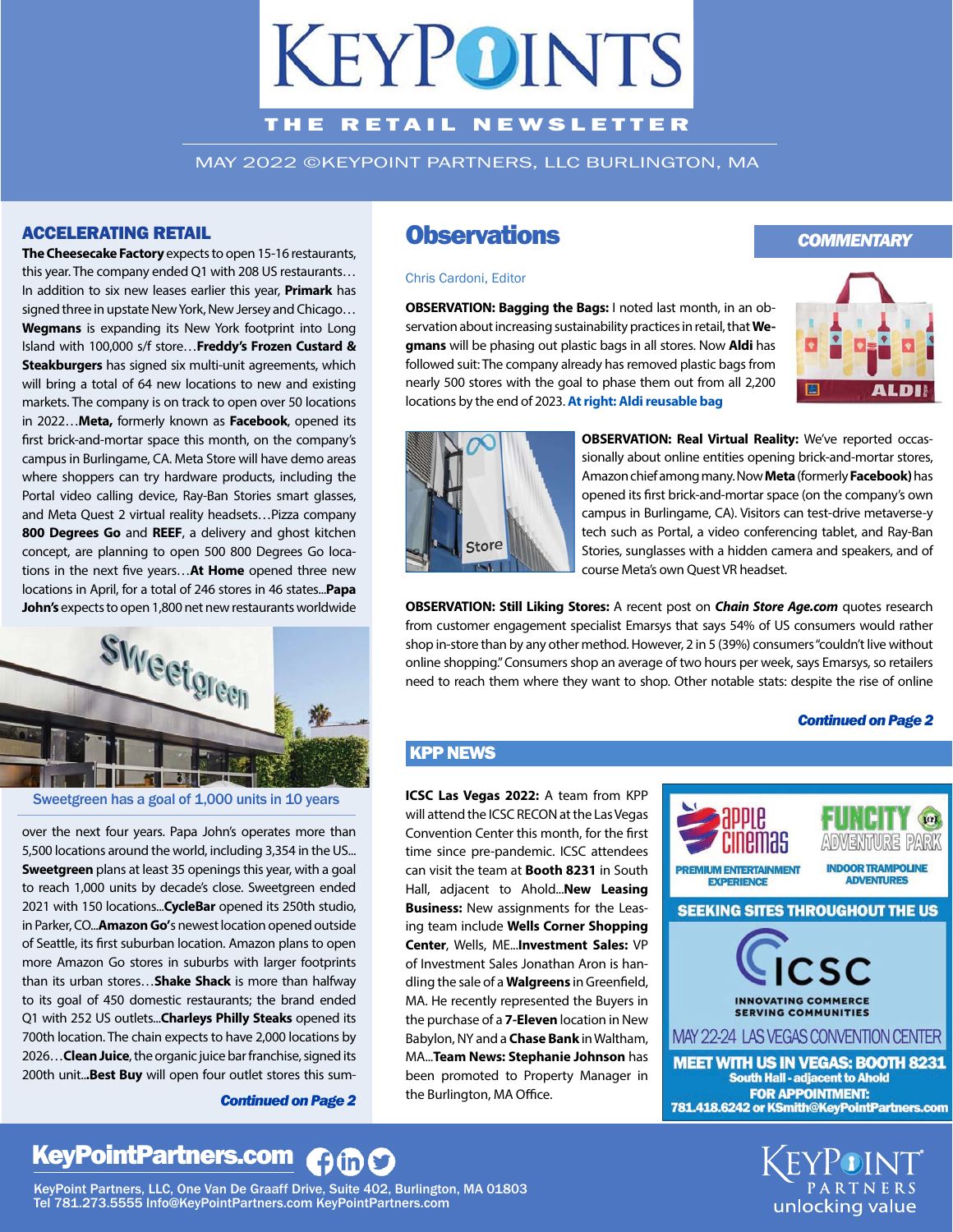# KEYPOINTS

## THE RETAIL NEWSLETTER

MAY 2022 ©KEYPOINT PARTNERS, LLC BURLINGTON, MA

## ACCELERATING RETAIL

**The Cheesecake Factory** expects to open 15-16 restaurants, this year. The company ended Q1 with 208 US restaurants… In addition to six new leases earlier this year, **Primark** has signed three in upstate New York, New Jersey and Chicago… **Wegmans** is expanding its New York footprint into Long Island with 100,000 s/f store…**Freddy's Frozen Custard & Steakburgers** has signed six multi-unit agreements, which will bring a total of 64 new locations to new and existing markets. The company is on track to open over 50 locations in 2022…**Meta,** formerly known as **Facebook**, opened its first brick-and-mortar space this month, on the company's campus in Burlingame, CA. Meta Store will have demo areas where shoppers can try hardware products, including the Portal video calling device, Ray-Ban Stories smart glasses, and Meta Quest 2 virtual reality headsets…Pizza company **800 Degrees Go** and **REEF**, a delivery and ghost kitchen concept, are planning to open 500 800 Degrees Go locations in the next five years…**At Home** opened three new locations in April, for a total of 246 stores in 46 states...**Papa John's** expects to open 1,800 net new restaurants worldwide over the next four years. Papa John's operates more than 5,500 locations around the world, including 3,354 in the US... **Sweetgreen** plans at least 35 openings this year, with a goal to reach 1,000 units by decade's close. Sweetgreen ended 2021 with 150 locations...**CycleBar** opened its 250th studio, in Parker, CO...**Amazon Go**'s newest location opened outside of Seattle, its first suburban location. Amazon plans to open more Amazon Go stores in suburbs with larger footprints than its urban stores…**Shake Shack** is more than halfway to its goal of 450 domestic restaurants; the brand ended Q1 with 252 US outlets...**Charleys Philly Steaks** opened its 700th location. The chain expects to have 2,000 locations by 2026…**Clean Juice**, the organic juice bar franchise, signed its 200th unit...**Best Buy** will open four outlet stores this sum-

Sweetgreen has a goal of 1,000 units in 10 years

*Continued on Page 2*

## Observations

**COMMENTARY**

Chris Cardoni, Editor

**OBSERVATION: Bagging the Bags:** I noted last month, in an observation about increasing sustainability practices in retail, that **Wegmans** will be phasing out plastic bags in all stores. Now **Aldi** has followed suit: The company already has removed plastic bags from nearly 500 stores with the goal to phase them out from all 2,200 locations by the end of 2023. **At right: Aldi reusable bag**

**OBSERVATION: Real Virtual Reality:** We've reported occassionally about online entities opening brick-and-mortar stores, Amazon chief among many. Now **Meta** (formerly **Facebook)** has opened its first brick-and-mortar space (on the company's own campus in Burlingame, CA). Visitors can test-drive metaverse-y tech such as Portal, a video conferencing tablet, and Ray-Ban Stories, sunglasses with a hidden camera and speakers, and of course Meta's own Quest VR headset.

**OBSERVATION: Still Liking Stores:** A recent post on ***Chain Store Age.com*** quotes research from customer engagement specialist Emarsys that says 54% of US consumers would rather shop in-store than by any other method. However, 2 in 5 (39%) consumers "couldn't live without online shopping." Consumers shop an average of two hours per week, says Emarsys, so retailers need to reach them where they want to shop. Other notable stats: despite the rise of online

*Continued on Page 2*

## KPP NEWS

**ICSC Las Vegas 2022:** A team from KPP will attend the ICSC RECON at the Las Vegas Convention Center this month, for the first time since pre-pandemic. ICSC attendees can visit the team at **Booth 8231** in South Hall, adjacent to Ahold...**New Leasing Business:** New assignments for the Leasing team include **Wells Corner Shopping Center**, Wells, ME...**Investment Sales:** VP of Investment Sales Jonathan Aron is handling the sale of a **Walgreens** in Greenfield, MA. He recently represented the Buyers in the purchase of a **7-Eleven** location in New Babylon, NY and a **Chase Bank** in Waltham, MA...**Team News: Stephanie Johnson** has been promoted to Property Manager in the Burlington, MA Office.

apple cinemas — PREMIUM ENTERTAINMENT EXPERIENCE

FUNCITY ADVENTURE PARK — INDOOR TRAMPOLINE ADVENTURES

**SEEKING SITES THROUGHOUT THE US**

ICSC — INNOVATING COMMERCE SERVING COMMUNITIES

MAY 22-24 LAS VEGAS CONVENTION CENTER

**MEET WITH US IN VEGAS: BOOTH 8231**
**South Hall - adjacent to Ahold**
**FOR APPOINTMENT:**
**781.418.6242 or KSmith@KeyPointPartners.com**

**KeyPointPartners.com**

KeyPoint Partners, LLC, One Van De Graaff Drive, Suite 402, Burlington, MA 01803
Tel 781.273.5555 Info@KeyPointPartners.com KeyPointPartners.com

KEYPOINT PARTNERS — unlocking value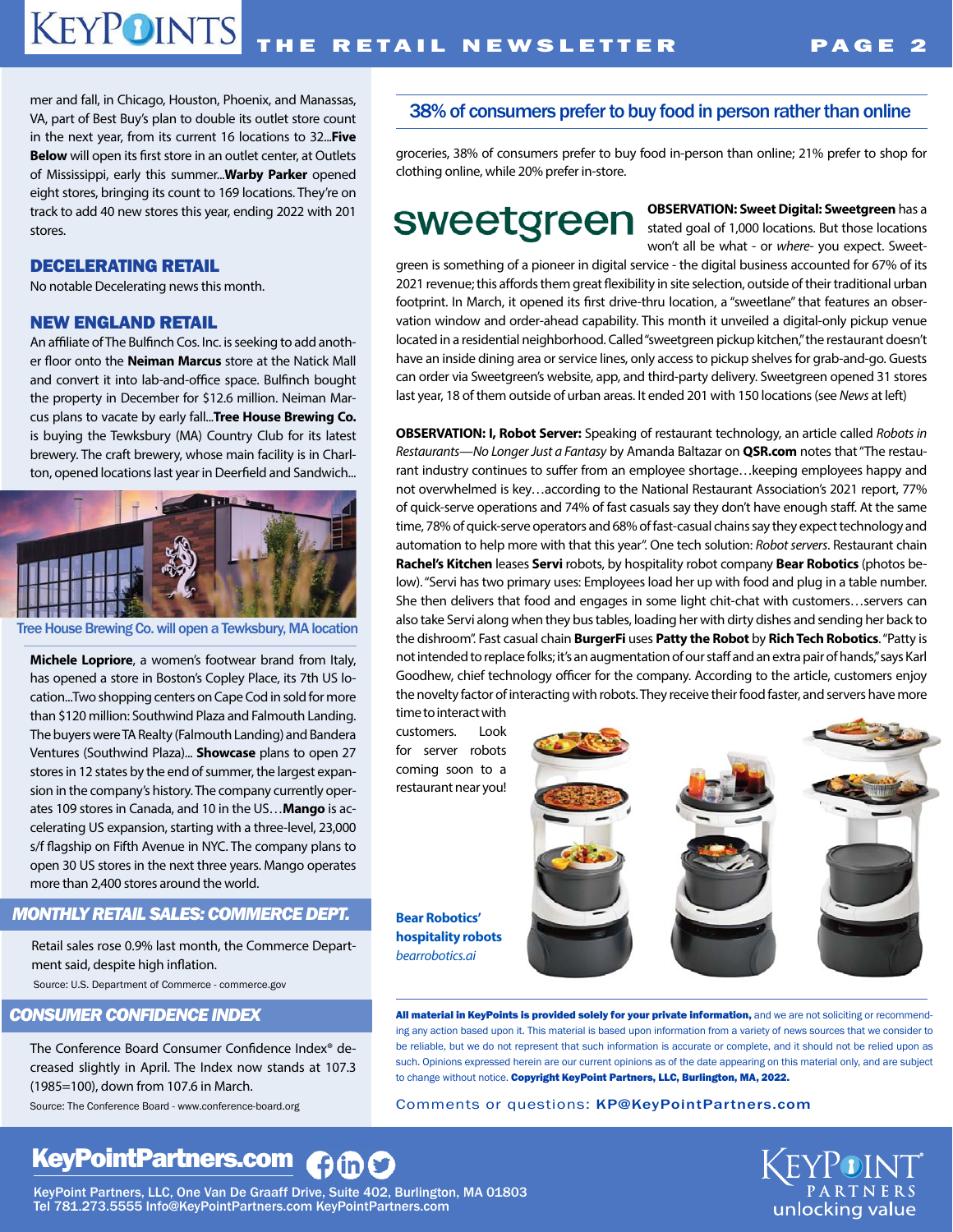mer and fall, in Chicago, Houston, Phoenix, and Manassas, VA, part of Best Buy's plan to double its outlet store count in the next year, from its current 16 locations to 32...**Five Below** will open its first store in an outlet center, at Outlets of Mississippi, early this summer...**Warby Parker** opened eight stores, bringing its count to 169 locations. They're on track to add 40 new stores this year, ending 2022 with 201 stores.

## DECELERATING RETAIL

No notable Decelerating news this month.

## NEW ENGLAND RETAIL

An affiliate of The Bulfinch Cos. Inc. is seeking to add another floor onto the **Neiman Marcus** store at the Natick Mall and convert it into lab-and-office space. Bulfinch bought the property in December for $12.6 million. Neiman Marcus plans to vacate by early fall...**Tree House Brewing Co.** is buying the Tewksbury (MA) Country Club for its latest brewery. The craft brewery, whose main facility is in Charlton, opened locations last year in Deerfield and Sandwich...

Tree House Brewing Co. will open a Tewksbury, MA location

**Michele Lopriore**, a women's footwear brand from Italy, has opened a store in Boston's Copley Place, its 7th US location...Two shopping centers on Cape Cod in sold for more than $120 million: Southwind Plaza and Falmouth Landing. The buyers were TA Realty (Falmouth Landing) and Bandera Ventures (Southwind Plaza)... **Showcase** plans to open 27 stores in 12 states by the end of summer, the largest expansion in the company's history. The company currently operates 109 stores in Canada, and 10 in the US…**Mango** is accelerating US expansion, starting with a three-level, 23,000 s/f flagship on Fifth Avenue in NYC. The company plans to open 30 US stores in the next three years. Mango operates more than 2,400 stores around the world.

## MONTHLY RETAIL SALES: COMMERCE DEPT.

Retail sales rose 0.9% last month, the Commerce Department said, despite high inflation.

Source: U.S. Department of Commerce - commerce.gov

## CONSUMER CONFIDENCE INDEX

The Conference Board Consumer Confidence Index® decreased slightly in April. The Index now stands at 107.3 (1985=100), down from 107.6 in March.

Source: The Conference Board - www.conference-board.org

## 38% of consumers prefer to buy food in person rather than online

groceries, 38% of consumers prefer to buy food in-person than online; 21% prefer to shop for clothing online, while 20% prefer in-store.

sweetgreen

**OBSERVATION: Sweet Digital: Sweetgreen** has a stated goal of 1,000 locations. But those locations won't all be what - or *where*- you expect. Sweetgreen is something of a pioneer in digital service - the digital business accounted for 67% of its 2021 revenue; this affords them great flexibility in site selection, outside of their traditional urban footprint. In March, it opened its first drive-thru location, a "sweetlane" that features an observation window and order-ahead capability. This month it unveiled a digital-only pickup venue located in a residential neighborhood. Called "sweetgreen pickup kitchen," the restaurant doesn't have an inside dining area or service lines, only access to pickup shelves for grab-and-go. Guests can order via Sweetgreen's website, app, and third-party delivery. Sweetgreen opened 31 stores last year, 18 of them outside of urban areas. It ended 201 with 150 locations (see *News* at left)

**OBSERVATION: I, Robot Server:** Speaking of restaurant technology, an article called *Robots in Restaurants—No Longer Just a Fantasy* by Amanda Baltazar on **QSR.com** notes that "The restaurant industry continues to suffer from an employee shortage…keeping employees happy and not overwhelmed is key…according to the National Restaurant Association's 2021 report, 77% of quick-serve operations and 74% of fast casuals say they don't have enough staff. At the same time, 78% of quick-serve operators and 68% of fast-casual chains say they expect technology and automation to help more with that this year". One tech solution: *Robot servers*. Restaurant chain **Rachel's Kitchen** leases **Servi** robots, by hospitality robot company **Bear Robotics** (photos below). "Servi has two primary uses: Employees load her up with food and plug in a table number. She then delivers that food and engages in some light chit-chat with customers…servers can also take Servi along when they bus tables, loading her with dirty dishes and sending her back to the dishroom". Fast casual chain **BurgerFi** uses **Patty the Robot** by **Rich Tech Robotics**. "Patty is not intended to replace folks; it's an augmentation of our staff and an extra pair of hands," says Karl Goodhew, chief technology officer for the company. According to the article, customers enjoy the novelty factor of interacting with robots. They receive their food faster, and servers have more time to interact with customers. Look for server robots coming soon to a restaurant near you!

**Bear Robotics' hospitality robots**
*bearrobotics.ai*

**All material in KeyPoints is provided solely for your private information,** and we are not soliciting or recommending any action based upon it. This material is based upon information from a variety of news sources that we consider to be reliable, but we do not represent that such information is accurate or complete, and it should not be relied upon as such. Opinions expressed herein are our current opinions as of the date appearing on this material only, and are subject to change without notice. **Copyright KeyPoint Partners, LLC, Burlington, MA, 2022.**

Comments or questions: **KP@KeyPointPartners.com**

**KeyPointPartners.com**

KeyPoint Partners, LLC, One Van De Graaff Drive, Suite 402, Burlington, MA 01803
Tel 781.273.5555 Info@KeyPointPartners.com KeyPointPartners.com

KEYPOINT PARTNERS unlocking value